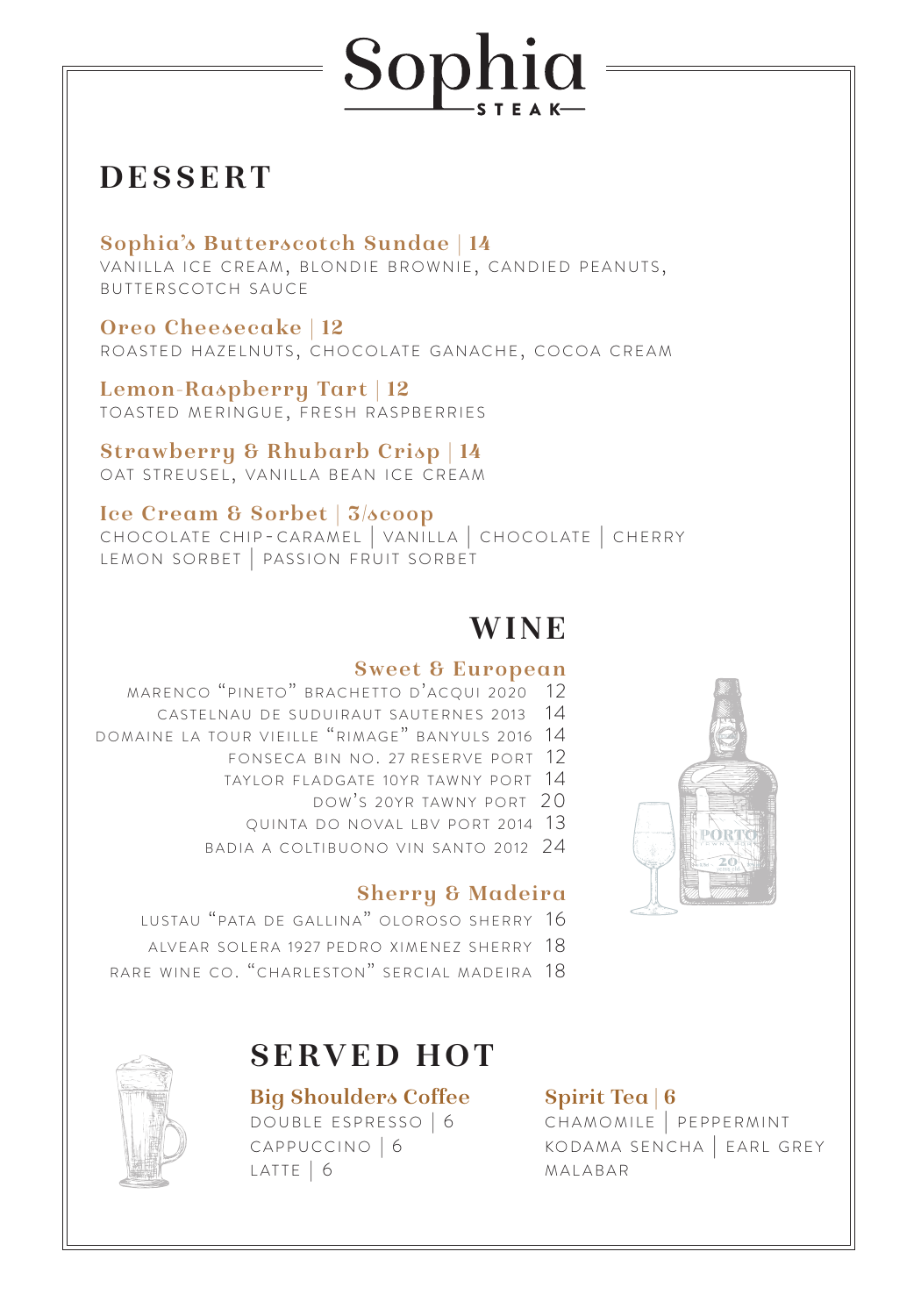# Sophia

STEAK

## DESSERT

**Sophia's Butterscotch Sundae | 14**
VANILLA ICE CREAM, BLONDIE BROWNIE, CANDIED PEANUTS, BUTTERSCOTCH SAUCE

**Oreo Cheesecake | 12**
ROASTED HAZELNUTS, CHOCOLATE GANACHE, COCOA CREAM

**Lemon-Raspberry Tart | 12**
TOASTED MERINGUE, FRESH RASPBERRIES

**Strawberry & Rhubarb Crisp | 14**
OAT STREUSEL, VANILLA BEAN ICE CREAM

**Ice Cream & Sorbet | 3/scoop**
CHOCOLATE CHIP-CARAMEL | VANILLA | CHOCOLATE | CHERRY
LEMON SORBET | PASSION FRUIT SORBET

## WINE

### Sweet & European

MARENCO "PINETO" BRACHETTO D'ACQUI 2020 12
CASTELNAU DE SUDUIRAUT SAUTERNES 2013 14
DOMAINE LA TOUR VIEILLE "RIMAGE" BANYULS 2016 14
FONSECA BIN NO. 27 RESERVE PORT 12
TAYLOR FLADGATE 10YR TAWNY PORT 14
DOW'S 20YR TAWNY PORT 20
QUINTA DO NOVAL LBV PORT 2014 13
BADIA A COLTIBUONO VIN SANTO 2012 24

### Sherry & Madeira

LUSTAU "PATA DE GALLINA" OLOROSO SHERRY 16
ALVEAR SOLERA 1927 PEDRO XIMENEZ SHERRY 18
RARE WINE CO. "CHARLESTON" SERCIAL MADEIRA 18

## SERVED HOT

**Big Shoulders Coffee**
DOUBLE ESPRESSO | 6
CAPPUCCINO | 6
LATTE | 6

**Spirit Tea | 6**
CHAMOMILE | PEPPERMINT
KODAMA SENCHA | EARL GREY
MALABAR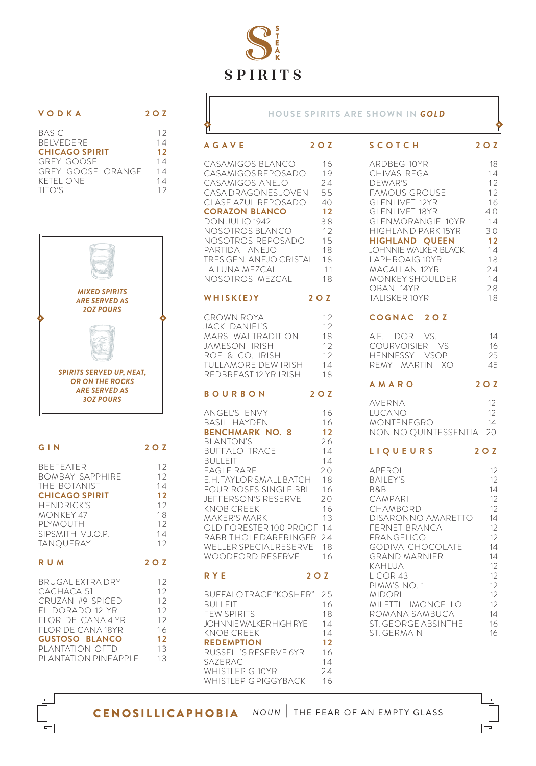# STEAK SPIRITS

HOUSE SPIRITS ARE SHOWN IN ***GOLD***

## VODKA — 2OZ

| | |
|---|---|
| BASIC | 12 |
| BELVEDERE | 14 |
| **CHICAGO SPIRIT** | **12** |
| GREY GOOSE | 14 |
| GREY GOOSE ORANGE | 14 |
| KETEL ONE | 14 |
| TITO'S | 12 |

***MIXED SPIRITS ARE SERVED AS 2OZ POURS***

***SPIRITS SERVED UP, NEAT, OR ON THE ROCKS ARE SERVED AS 3OZ POURS***

## GIN — 2OZ

| | |
|---|---|
| BEEFEATER | 12 |
| BOMBAY SAPPHIRE | 12 |
| THE BOTANIST | 14 |
| **CHICAGO SPIRIT** | **12** |
| HENDRICK'S | 12 |
| MONKEY 47 | 18 |
| PLYMOUTH | 12 |
| SIPSMITH V.J.O.P. | 14 |
| TANQUERAY | 12 |

## RUM — 2OZ

| | |
|---|---|
| BRUGAL EXTRA DRY | 12 |
| CACHACA 51 | 12 |
| CRUZAN #9 SPICED | 12 |
| EL DORADO 12 YR | 12 |
| FLOR DE CANA 4 YR | 12 |
| FLOR DE CANA 18YR | 16 |
| **GUSTOSO BLANCO** | **12** |
| PLANTATION OFTD | 13 |
| PLANTATION PINEAPPLE | 13 |

## AGAVE — 2OZ

| | |
|---|---|
| CASAMIGOS BLANCO | 16 |
| CASAMIGOS REPOSADO | 19 |
| CASAMIGOS ANEJO | 24 |
| CASA DRAGONES JOVEN | 55 |
| CLASE AZUL REPOSADO | 40 |
| **CORAZON BLANCO** | **12** |
| DON JULIO 1942 | 38 |
| NOSOTROS BLANCO | 12 |
| NOSOTROS REPOSADO | 15 |
| PARTIDA ANEJO | 18 |
| TRES GEN. ANEJO CRISTAL. | 18 |
| LA LUNA MEZCAL | 11 |
| NOSOTROS MEZCAL | 18 |

## WHISK(E)Y — 2OZ

| | |
|---|---|
| CROWN ROYAL | 12 |
| JACK DANIEL'S | 12 |
| MARS IWAI TRADITION | 18 |
| JAMESON IRISH | 12 |
| ROE & CO. IRISH | 12 |
| TULLAMORE DEW IRISH | 14 |
| REDBREAST 12 YR IRISH | 18 |

## BOURBON — 2OZ

| | |
|---|---|
| ANGEL'S ENVY | 16 |
| BASIL HAYDEN | 16 |
| **BENCHMARK NO. 8** | **12** |
| BLANTON'S | 26 |
| BUFFALO TRACE | 14 |
| BULLEIT | 14 |
| EAGLE RARE | 20 |
| E.H. TAYLOR SMALL BATCH | 18 |
| FOUR ROSES SINGLE BBL | 16 |
| JEFFERSON'S RESERVE | 20 |
| KNOB CREEK | 16 |
| MAKER'S MARK | 13 |
| OLD FORESTER 100 PROOF | 14 |
| RABBIT HOLE DARERINGER | 24 |
| WELLER SPECIAL RESERVE | 18 |
| WOODFORD RESERVE | 16 |

## RYE — 2OZ

| | |
|---|---|
| BUFFALO TRACE "KOSHER" | 25 |
| BULLEIT | 16 |
| FEW SPIRITS | 18 |
| JOHNNIE WALKER HIGH RYE | 14 |
| KNOB CREEK | 14 |
| **REDEMPTION** | **12** |
| RUSSELL'S RESERVE 6YR | 16 |
| SAZERAC | 14 |
| WHISTLEPIG 10YR | 24 |
| WHISTLEPIG PIGGYBACK | 16 |

## SCOTCH — 2OZ

| | |
|---|---|
| ARDBEG 10YR | 18 |
| CHIVAS REGAL | 14 |
| DEWAR'S | 12 |
| FAMOUS GROUSE | 12 |
| GLENLIVET 12YR | 16 |
| GLENLIVET 18YR | 40 |
| GLENMORANGIE 10YR | 14 |
| HIGHLAND PARK 15YR | 30 |
| **HIGHLAND QUEEN** | **12** |
| JOHNNIE WALKER BLACK | 14 |
| LAPHROAIG 10YR | 18 |
| MACALLAN 12YR | 24 |
| MONKEY SHOULDER | 14 |
| OBAN 14YR | 28 |
| TALISKER 10YR | 18 |

## COGNAC — 2OZ

| | |
|---|---|
| A.E. DOR VS. | 14 |
| COURVOISIER VS | 16 |
| HENNESSY VSOP | 25 |
| REMY MARTIN XO | 45 |

## AMARO — 2OZ

| | |
|---|---|
| AVERNA | 12 |
| LUCANO | 12 |
| MONTENEGRO | 14 |
| NONINO QUINTESSENTIA | 20 |

## LIQUEURS — 2OZ

| | |
|---|---|
| APEROL | 12 |
| BAILEY'S | 12 |
| B&B | 14 |
| CAMPARI | 12 |
| CHAMBORD | 12 |
| DISARONNO AMARETTO | 14 |
| FERNET BRANCA | 12 |
| FRANGELICO | 12 |
| GODIVA CHOCOLATE | 14 |
| GRAND MARNIER | 14 |
| KAHLUA | 12 |
| LICOR 43 | 12 |
| PIMM'S NO. 1 | 12 |
| MIDORI | 12 |
| MILETTI LIMONCELLO | 12 |
| ROMANA SAMBUCA | 14 |
| ST. GEORGE ABSINTHE | 16 |
| ST. GERMAIN | 16 |

**CENOSILLICAPHOBIA** *NOUN* | THE FEAR OF AN EMPTY GLASS